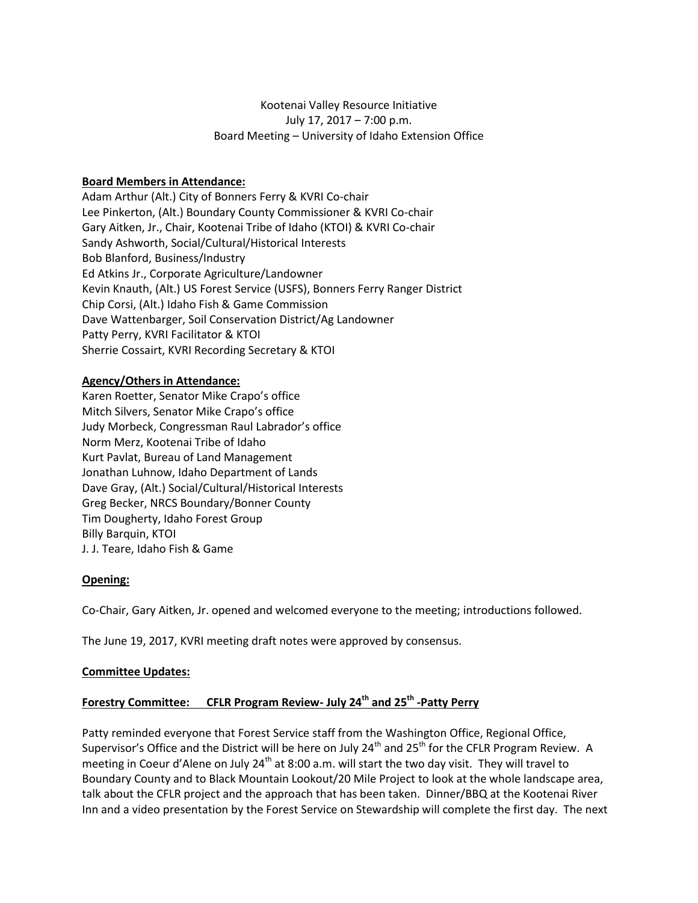Kootenai Valley Resource Initiative
July 17, 2017 – 7:00 p.m.
Board Meeting – University of Idaho Extension Office

**Board Members in Attendance:**

Adam Arthur (Alt.) City of Bonners Ferry & KVRI Co-chair
Lee Pinkerton, (Alt.) Boundary County Commissioner & KVRI Co-chair
Gary Aitken, Jr., Chair, Kootenai Tribe of Idaho (KTOI) & KVRI Co-chair
Sandy Ashworth, Social/Cultural/Historical Interests
Bob Blanford, Business/Industry
Ed Atkins Jr., Corporate Agriculture/Landowner
Kevin Knauth, (Alt.) US Forest Service (USFS), Bonners Ferry Ranger District
Chip Corsi, (Alt.) Idaho Fish & Game Commission
Dave Wattenbarger, Soil Conservation District/Ag Landowner
Patty Perry, KVRI Facilitator & KTOI
Sherrie Cossairt, KVRI Recording Secretary & KTOI

**Agency/Others in Attendance:**

Karen Roetter, Senator Mike Crapo's office
Mitch Silvers, Senator Mike Crapo's office
Judy Morbeck, Congressman Raul Labrador's office
Norm Merz, Kootenai Tribe of Idaho
Kurt Pavlat, Bureau of Land Management
Jonathan Luhnow, Idaho Department of Lands
Dave Gray, (Alt.) Social/Cultural/Historical Interests
Greg Becker, NRCS Boundary/Bonner County
Tim Dougherty, Idaho Forest Group
Billy Barquin, KTOI
J. J. Teare, Idaho Fish & Game

**Opening:**

Co-Chair, Gary Aitken, Jr. opened and welcomed everyone to the meeting; introductions followed.

The June 19, 2017, KVRI meeting draft notes were approved by consensus.

**Committee Updates:**

**Forestry Committee: CFLR Program Review- July 24th and 25th -Patty Perry**

Patty reminded everyone that Forest Service staff from the Washington Office, Regional Office, Supervisor's Office and the District will be here on July 24th and 25th for the CFLR Program Review. A meeting in Coeur d'Alene on July 24th at 8:00 a.m. will start the two day visit. They will travel to Boundary County and to Black Mountain Lookout/20 Mile Project to look at the whole landscape area, talk about the CFLR project and the approach that has been taken. Dinner/BBQ at the Kootenai River Inn and a video presentation by the Forest Service on Stewardship will complete the first day. The next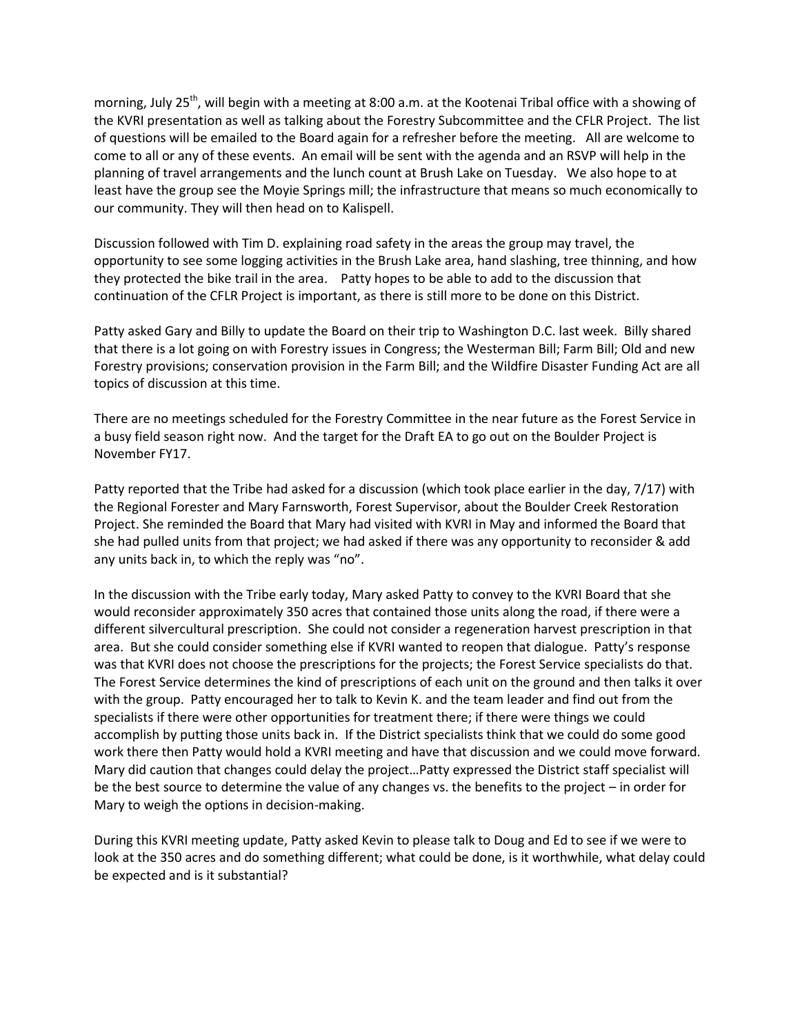morning, July 25th, will begin with a meeting at 8:00 a.m. at the Kootenai Tribal office with a showing of the KVRI presentation as well as talking about the Forestry Subcommittee and the CFLR Project. The list of questions will be emailed to the Board again for a refresher before the meeting. All are welcome to come to all or any of these events. An email will be sent with the agenda and an RSVP will help in the planning of travel arrangements and the lunch count at Brush Lake on Tuesday. We also hope to at least have the group see the Moyie Springs mill; the infrastructure that means so much economically to our community. They will then head on to Kalispell.

Discussion followed with Tim D. explaining road safety in the areas the group may travel, the opportunity to see some logging activities in the Brush Lake area, hand slashing, tree thinning, and how they protected the bike trail in the area. Patty hopes to be able to add to the discussion that continuation of the CFLR Project is important, as there is still more to be done on this District.

Patty asked Gary and Billy to update the Board on their trip to Washington D.C. last week. Billy shared that there is a lot going on with Forestry issues in Congress; the Westerman Bill; Farm Bill; Old and new Forestry provisions; conservation provision in the Farm Bill; and the Wildfire Disaster Funding Act are all topics of discussion at this time.

There are no meetings scheduled for the Forestry Committee in the near future as the Forest Service in a busy field season right now. And the target for the Draft EA to go out on the Boulder Project is November FY17.

Patty reported that the Tribe had asked for a discussion (which took place earlier in the day, 7/17) with the Regional Forester and Mary Farnsworth, Forest Supervisor, about the Boulder Creek Restoration Project. She reminded the Board that Mary had visited with KVRI in May and informed the Board that she had pulled units from that project; we had asked if there was any opportunity to reconsider & add any units back in, to which the reply was "no".

In the discussion with the Tribe early today, Mary asked Patty to convey to the KVRI Board that she would reconsider approximately 350 acres that contained those units along the road, if there were a different silvercultural prescription. She could not consider a regeneration harvest prescription in that area. But she could consider something else if KVRI wanted to reopen that dialogue. Patty's response was that KVRI does not choose the prescriptions for the projects; the Forest Service specialists do that. The Forest Service determines the kind of prescriptions of each unit on the ground and then talks it over with the group. Patty encouraged her to talk to Kevin K. and the team leader and find out from the specialists if there were other opportunities for treatment there; if there were things we could accomplish by putting those units back in. If the District specialists think that we could do some good work there then Patty would hold a KVRI meeting and have that discussion and we could move forward. Mary did caution that changes could delay the project…Patty expressed the District staff specialist will be the best source to determine the value of any changes vs. the benefits to the project – in order for Mary to weigh the options in decision-making.

During this KVRI meeting update, Patty asked Kevin to please talk to Doug and Ed to see if we were to look at the 350 acres and do something different; what could be done, is it worthwhile, what delay could be expected and is it substantial?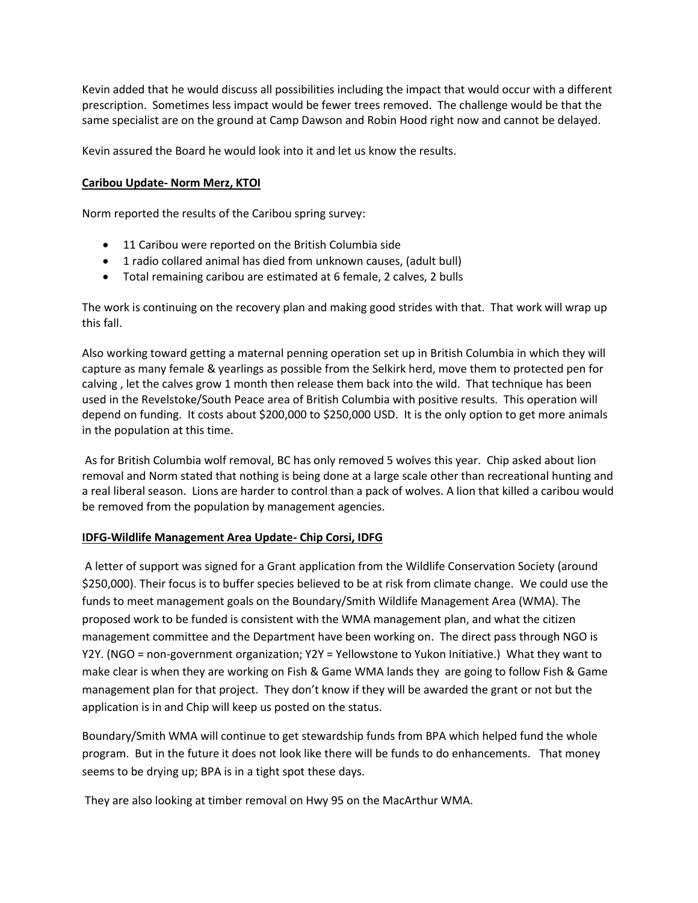Kevin added that he would discuss all possibilities including the impact that would occur with a different prescription. Sometimes less impact would be fewer trees removed. The challenge would be that the same specialist are on the ground at Camp Dawson and Robin Hood right now and cannot be delayed.

Kevin assured the Board he would look into it and let us know the results.

**Caribou Update- Norm Merz, KTOI**

Norm reported the results of the Caribou spring survey:

- 11 Caribou were reported on the British Columbia side
- 1 radio collared animal has died from unknown causes, (adult bull)
- Total remaining caribou are estimated at 6 female, 2 calves, 2 bulls

The work is continuing on the recovery plan and making good strides with that. That work will wrap up this fall.

Also working toward getting a maternal penning operation set up in British Columbia in which they will capture as many female & yearlings as possible from the Selkirk herd, move them to protected pen for calving , let the calves grow 1 month then release them back into the wild. That technique has been used in the Revelstoke/South Peace area of British Columbia with positive results. This operation will depend on funding. It costs about $200,000 to $250,000 USD. It is the only option to get more animals in the population at this time.

As for British Columbia wolf removal, BC has only removed 5 wolves this year. Chip asked about lion removal and Norm stated that nothing is being done at a large scale other than recreational hunting and a real liberal season. Lions are harder to control than a pack of wolves. A lion that killed a caribou would be removed from the population by management agencies.

**IDFG-Wildlife Management Area Update- Chip Corsi, IDFG**

A letter of support was signed for a Grant application from the Wildlife Conservation Society (around $250,000). Their focus is to buffer species believed to be at risk from climate change. We could use the funds to meet management goals on the Boundary/Smith Wildlife Management Area (WMA). The proposed work to be funded is consistent with the WMA management plan, and what the citizen management committee and the Department have been working on. The direct pass through NGO is Y2Y. (NGO = non-government organization; Y2Y = Yellowstone to Yukon Initiative.) What they want to make clear is when they are working on Fish & Game WMA lands they are going to follow Fish & Game management plan for that project. They don't know if they will be awarded the grant or not but the application is in and Chip will keep us posted on the status.

Boundary/Smith WMA will continue to get stewardship funds from BPA which helped fund the whole program. But in the future it does not look like there will be funds to do enhancements. That money seems to be drying up; BPA is in a tight spot these days.

They are also looking at timber removal on Hwy 95 on the MacArthur WMA.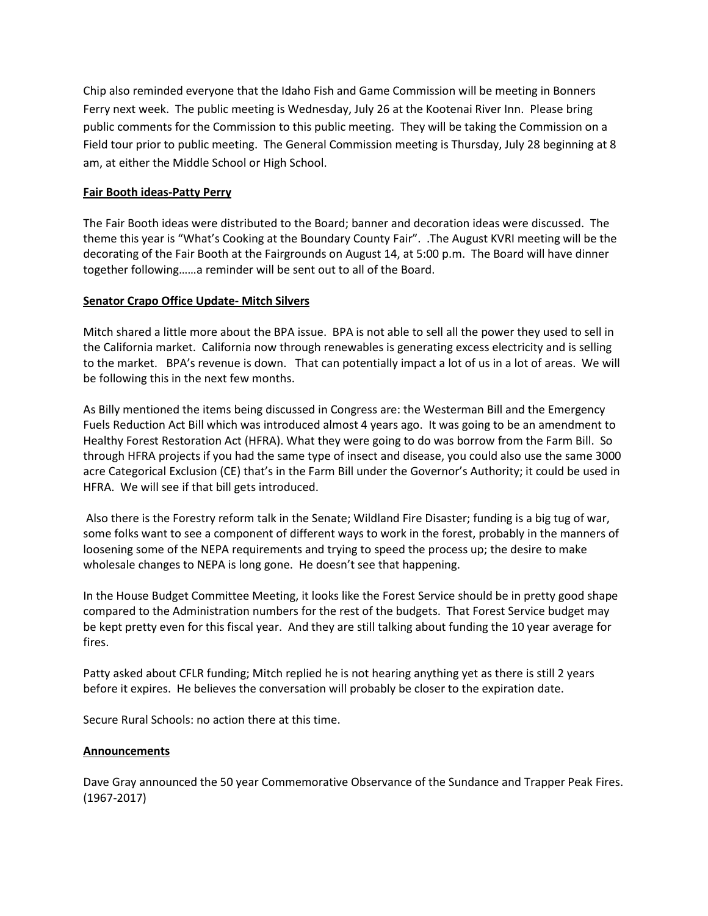Chip also reminded everyone that the Idaho Fish and Game Commission will be meeting in Bonners Ferry next week. The public meeting is Wednesday, July 26 at the Kootenai River Inn. Please bring public comments for the Commission to this public meeting. They will be taking the Commission on a Field tour prior to public meeting. The General Commission meeting is Thursday, July 28 beginning at 8 am, at either the Middle School or High School.

**Fair Booth ideas-Patty Perry**

The Fair Booth ideas were distributed to the Board; banner and decoration ideas were discussed. The theme this year is "What's Cooking at the Boundary County Fair". .The August KVRI meeting will be the decorating of the Fair Booth at the Fairgrounds on August 14, at 5:00 p.m. The Board will have dinner together following……a reminder will be sent out to all of the Board.

**Senator Crapo Office Update- Mitch Silvers**

Mitch shared a little more about the BPA issue. BPA is not able to sell all the power they used to sell in the California market. California now through renewables is generating excess electricity and is selling to the market. BPA's revenue is down. That can potentially impact a lot of us in a lot of areas. We will be following this in the next few months.

As Billy mentioned the items being discussed in Congress are: the Westerman Bill and the Emergency Fuels Reduction Act Bill which was introduced almost 4 years ago. It was going to be an amendment to Healthy Forest Restoration Act (HFRA). What they were going to do was borrow from the Farm Bill. So through HFRA projects if you had the same type of insect and disease, you could also use the same 3000 acre Categorical Exclusion (CE) that's in the Farm Bill under the Governor's Authority; it could be used in HFRA. We will see if that bill gets introduced.

Also there is the Forestry reform talk in the Senate; Wildland Fire Disaster; funding is a big tug of war, some folks want to see a component of different ways to work in the forest, probably in the manners of loosening some of the NEPA requirements and trying to speed the process up; the desire to make wholesale changes to NEPA is long gone. He doesn't see that happening.

In the House Budget Committee Meeting, it looks like the Forest Service should be in pretty good shape compared to the Administration numbers for the rest of the budgets. That Forest Service budget may be kept pretty even for this fiscal year. And they are still talking about funding the 10 year average for fires.

Patty asked about CFLR funding; Mitch replied he is not hearing anything yet as there is still 2 years before it expires. He believes the conversation will probably be closer to the expiration date.

Secure Rural Schools: no action there at this time.

**Announcements**

Dave Gray announced the 50 year Commemorative Observance of the Sundance and Trapper Peak Fires. (1967-2017)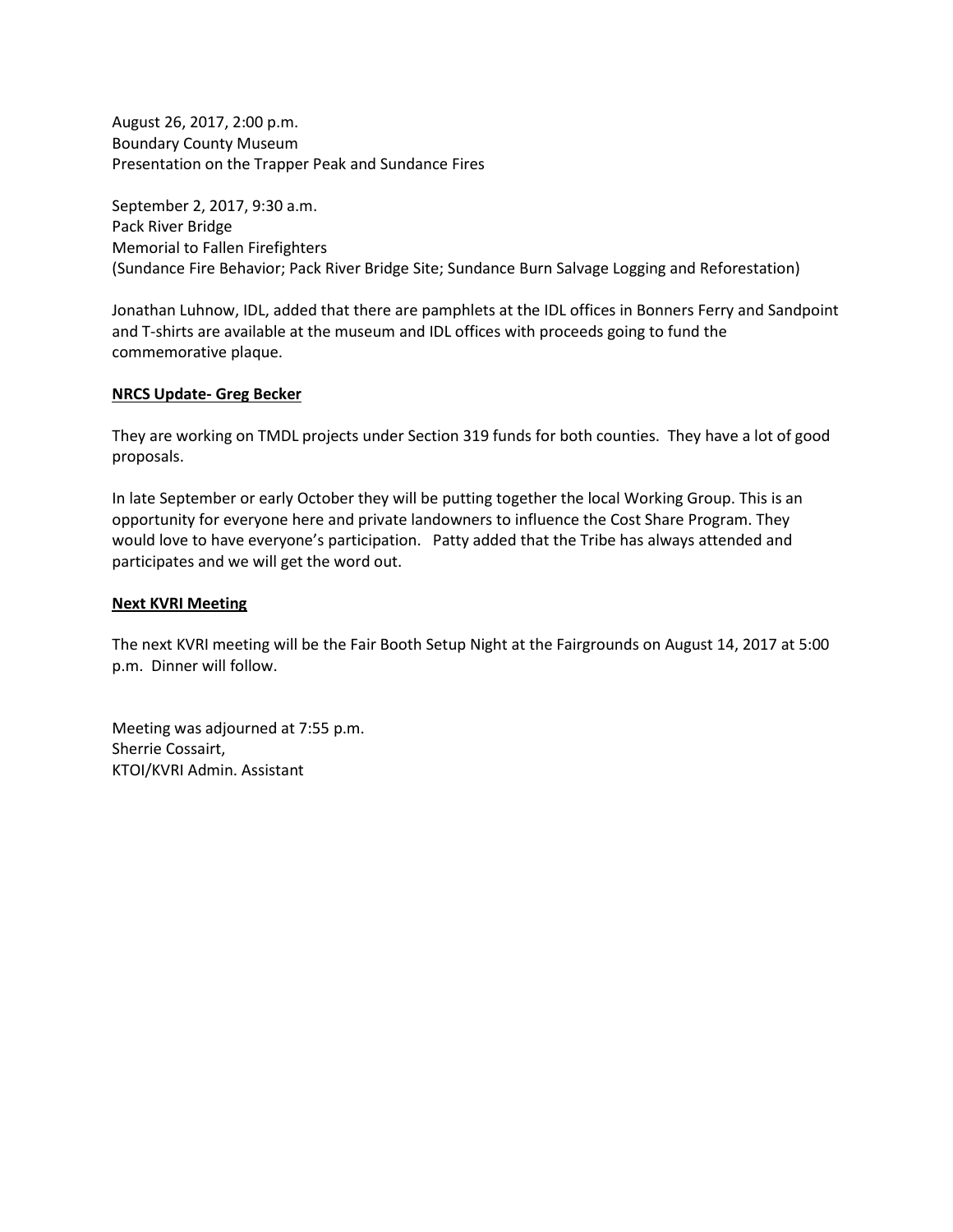August 26, 2017, 2:00 p.m.
Boundary County Museum
Presentation on the Trapper Peak and Sundance Fires

September 2, 2017, 9:30 a.m.
Pack River Bridge
Memorial to Fallen Firefighters
(Sundance Fire Behavior; Pack River Bridge Site; Sundance Burn Salvage Logging and Reforestation)

Jonathan Luhnow, IDL, added that there are pamphlets at the IDL offices in Bonners Ferry and Sandpoint and T-shirts are available at the museum and IDL offices with proceeds going to fund the commemorative plaque.

**NRCS Update- Greg Becker**

They are working on TMDL projects under Section 319 funds for both counties. They have a lot of good proposals.

In late September or early October they will be putting together the local Working Group. This is an opportunity for everyone here and private landowners to influence the Cost Share Program. They would love to have everyone's participation. Patty added that the Tribe has always attended and participates and we will get the word out.

**Next KVRI Meeting**

The next KVRI meeting will be the Fair Booth Setup Night at the Fairgrounds on August 14, 2017 at 5:00 p.m. Dinner will follow.

Meeting was adjourned at 7:55 p.m.
Sherrie Cossairt,
KTOI/KVRI Admin. Assistant